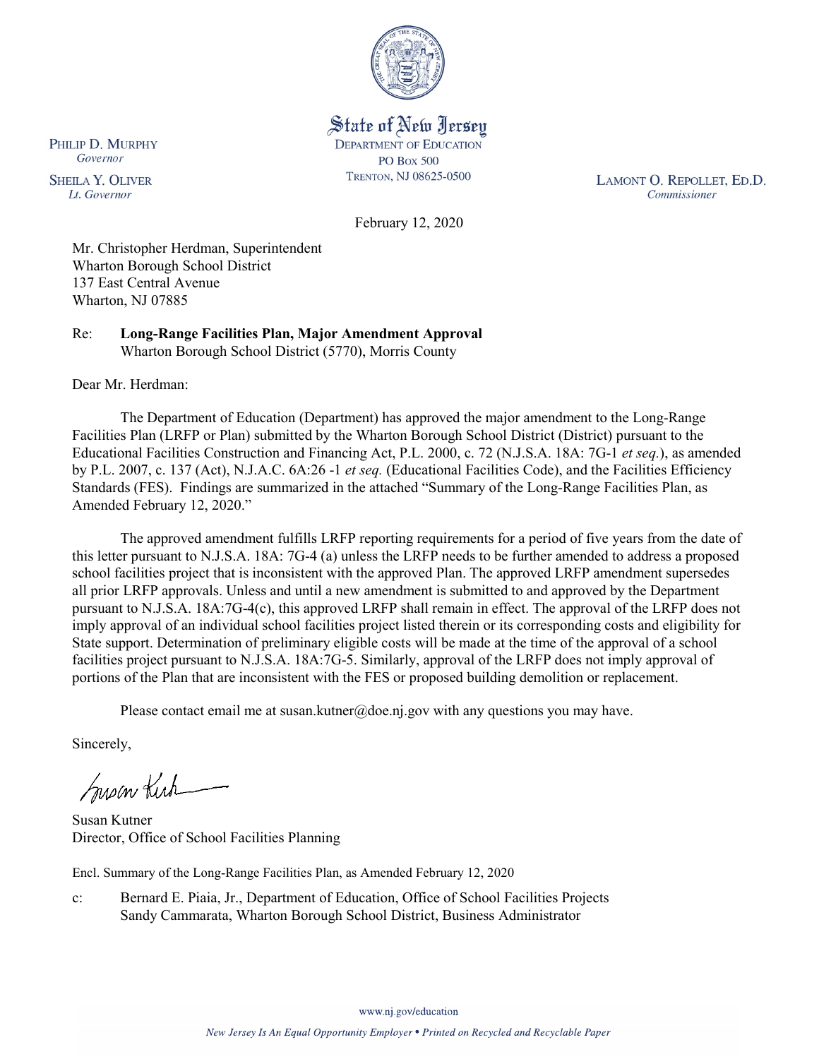State of New Jersey
DEPARTMENT OF EDUCATION
PO Box 500
TRENTON, NJ 08625-0500

PHILIP D. MURPHY
*Governor*

SHEILA Y. OLIVER
*Lt. Governor*

LAMONT O. REPOLLET, ED.D.
*Commissioner*

February 12, 2020

Mr. Christopher Herdman, Superintendent
Wharton Borough School District
137 East Central Avenue
Wharton, NJ 07885

Re: **Long-Range Facilities Plan, Major Amendment Approval**
Wharton Borough School District (5770), Morris County

Dear Mr. Herdman:

The Department of Education (Department) has approved the major amendment to the Long-Range Facilities Plan (LRFP or Plan) submitted by the Wharton Borough School District (District) pursuant to the Educational Facilities Construction and Financing Act, P.L. 2000, c. 72 (N.J.S.A. 18A: 7G-1 *et seq.*), as amended by P.L. 2007, c. 137 (Act), N.J.A.C. 6A:26 -1 *et seq.* (Educational Facilities Code), and the Facilities Efficiency Standards (FES). Findings are summarized in the attached "Summary of the Long-Range Facilities Plan, as Amended February 12, 2020."

The approved amendment fulfills LRFP reporting requirements for a period of five years from the date of this letter pursuant to N.J.S.A. 18A: 7G-4 (a) unless the LRFP needs to be further amended to address a proposed school facilities project that is inconsistent with the approved Plan. The approved LRFP amendment supersedes all prior LRFP approvals. Unless and until a new amendment is submitted to and approved by the Department pursuant to N.J.S.A. 18A:7G-4(c), this approved LRFP shall remain in effect. The approval of the LRFP does not imply approval of an individual school facilities project listed therein or its corresponding costs and eligibility for State support. Determination of preliminary eligible costs will be made at the time of the approval of a school facilities project pursuant to N.J.S.A. 18A:7G-5. Similarly, approval of the LRFP does not imply approval of portions of the Plan that are inconsistent with the FES or proposed building demolition or replacement.

Please contact email me at susan.kutner@doe.nj.gov with any questions you may have.

Sincerely,

Susan Kutner
Director, Office of School Facilities Planning

Encl. Summary of the Long-Range Facilities Plan, as Amended February 12, 2020

c: Bernard E. Piaia, Jr., Department of Education, Office of School Facilities Projects
Sandy Cammarata, Wharton Borough School District, Business Administrator

www.nj.gov/education

*New Jersey Is An Equal Opportunity Employer • Printed on Recycled and Recyclable Paper*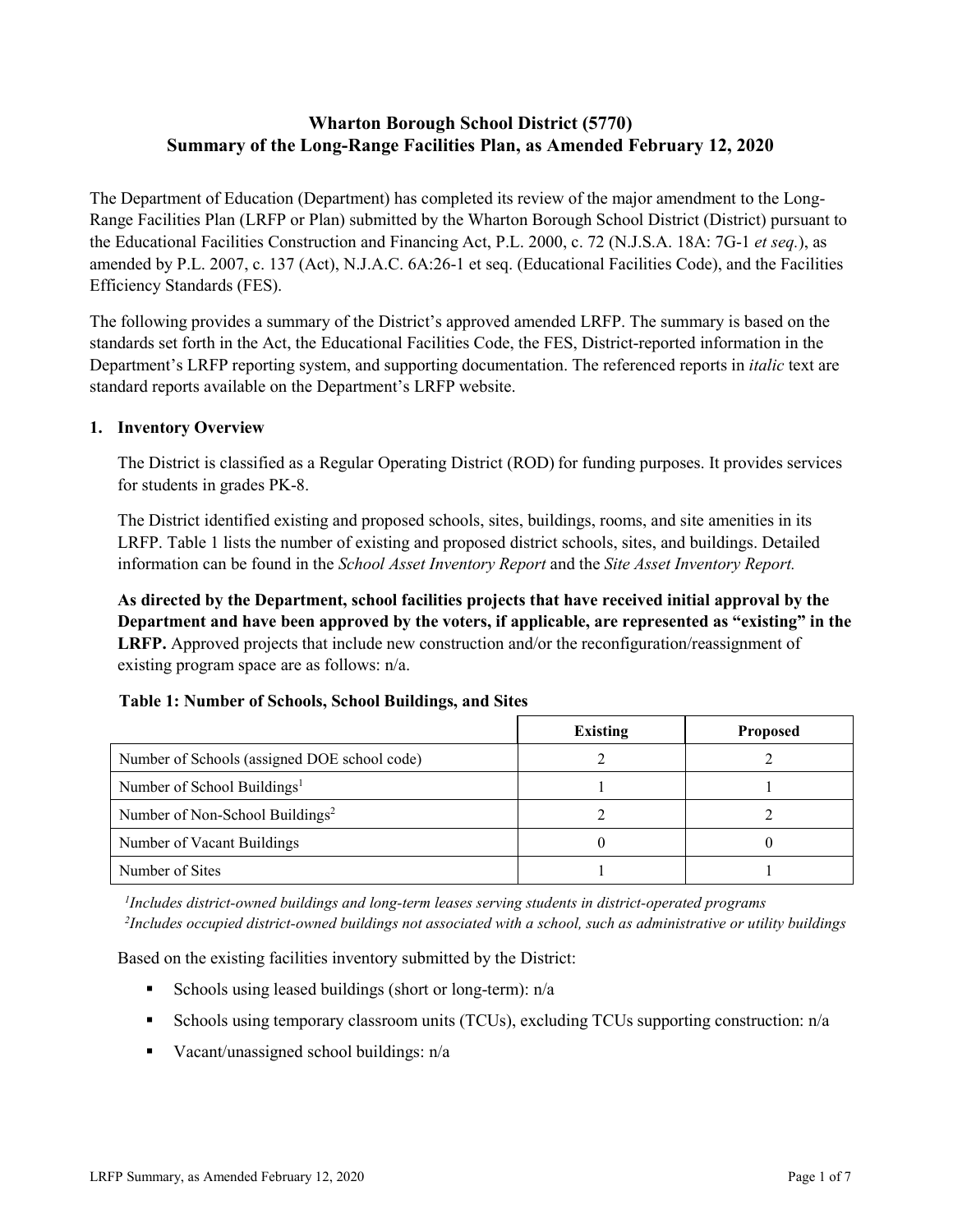# Wharton Borough School District (5770)
# Summary of the Long-Range Facilities Plan, as Amended February 12, 2020

The Department of Education (Department) has completed its review of the major amendment to the Long-Range Facilities Plan (LRFP or Plan) submitted by the Wharton Borough School District (District) pursuant to the Educational Facilities Construction and Financing Act, P.L. 2000, c. 72 (N.J.S.A. 18A: 7G-1 *et seq.*), as amended by P.L. 2007, c. 137 (Act), N.J.A.C. 6A:26-1 et seq. (Educational Facilities Code), and the Facilities Efficiency Standards (FES).

The following provides a summary of the District's approved amended LRFP. The summary is based on the standards set forth in the Act, the Educational Facilities Code, the FES, District-reported information in the Department's LRFP reporting system, and supporting documentation. The referenced reports in *italic* text are standard reports available on the Department's LRFP website.

## 1. Inventory Overview

The District is classified as a Regular Operating District (ROD) for funding purposes. It provides services for students in grades PK-8.

The District identified existing and proposed schools, sites, buildings, rooms, and site amenities in its LRFP. Table 1 lists the number of existing and proposed district schools, sites, and buildings. Detailed information can be found in the *School Asset Inventory Report* and the *Site Asset Inventory Report.*

**As directed by the Department, school facilities projects that have received initial approval by the Department and have been approved by the voters, if applicable, are represented as "existing" in the LRFP.** Approved projects that include new construction and/or the reconfiguration/reassignment of existing program space are as follows: n/a.

**Table 1: Number of Schools, School Buildings, and Sites**

| | Existing | Proposed |
|---|---|---|
| Number of Schools (assigned DOE school code) | 2 | 2 |
| Number of School Buildings[1] | 1 | 1 |
| Number of Non-School Buildings[2] | 2 | 2 |
| Number of Vacant Buildings | 0 | 0 |
| Number of Sites | 1 | 1 |

*[1]Includes district-owned buildings and long-term leases serving students in district-operated programs*
*[2]Includes occupied district-owned buildings not associated with a school, such as administrative or utility buildings*

Based on the existing facilities inventory submitted by the District:

- Schools using leased buildings (short or long-term): n/a
- Schools using temporary classroom units (TCUs), excluding TCUs supporting construction: n/a
- Vacant/unassigned school buildings: n/a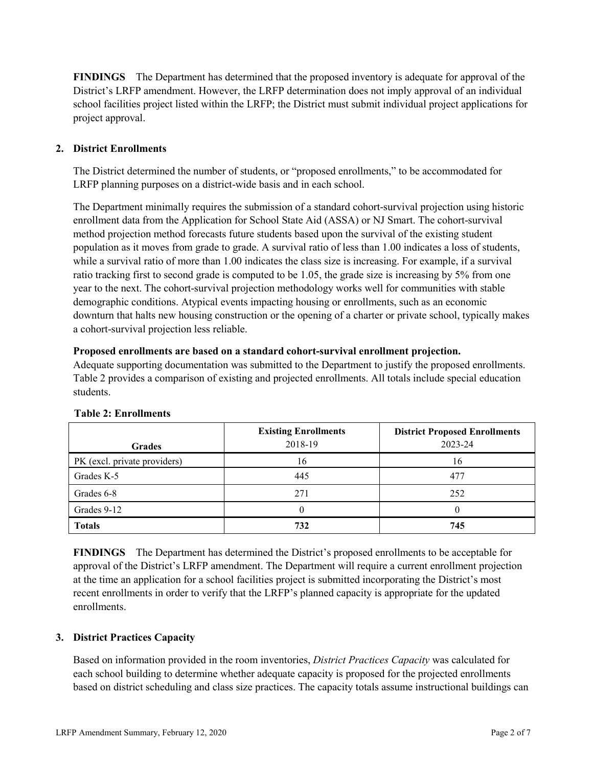**FINDINGS** The Department has determined that the proposed inventory is adequate for approval of the District's LRFP amendment. However, the LRFP determination does not imply approval of an individual school facilities project listed within the LRFP; the District must submit individual project applications for project approval.

## 2. District Enrollments

The District determined the number of students, or "proposed enrollments," to be accommodated for LRFP planning purposes on a district-wide basis and in each school.

The Department minimally requires the submission of a standard cohort-survival projection using historic enrollment data from the Application for School State Aid (ASSA) or NJ Smart. The cohort-survival method projection method forecasts future students based upon the survival of the existing student population as it moves from grade to grade. A survival ratio of less than 1.00 indicates a loss of students, while a survival ratio of more than 1.00 indicates the class size is increasing. For example, if a survival ratio tracking first to second grade is computed to be 1.05, the grade size is increasing by 5% from one year to the next. The cohort-survival projection methodology works well for communities with stable demographic conditions. Atypical events impacting housing or enrollments, such as an economic downturn that halts new housing construction or the opening of a charter or private school, typically makes a cohort-survival projection less reliable.

**Proposed enrollments are based on a standard cohort-survival enrollment projection.**
Adequate supporting documentation was submitted to the Department to justify the proposed enrollments. Table 2 provides a comparison of existing and projected enrollments. All totals include special education students.

**Table 2: Enrollments**

| Grades | Existing Enrollments 2018-19 | District Proposed Enrollments 2023-24 |
|---|---|---|
| PK (excl. private providers) | 16 | 16 |
| Grades K-5 | 445 | 477 |
| Grades 6-8 | 271 | 252 |
| Grades 9-12 | 0 | 0 |
| **Totals** | **732** | **745** |

**FINDINGS** The Department has determined the District's proposed enrollments to be acceptable for approval of the District's LRFP amendment. The Department will require a current enrollment projection at the time an application for a school facilities project is submitted incorporating the District's most recent enrollments in order to verify that the LRFP's planned capacity is appropriate for the updated enrollments.

## 3. District Practices Capacity

Based on information provided in the room inventories, *District Practices Capacity* was calculated for each school building to determine whether adequate capacity is proposed for the projected enrollments based on district scheduling and class size practices. The capacity totals assume instructional buildings can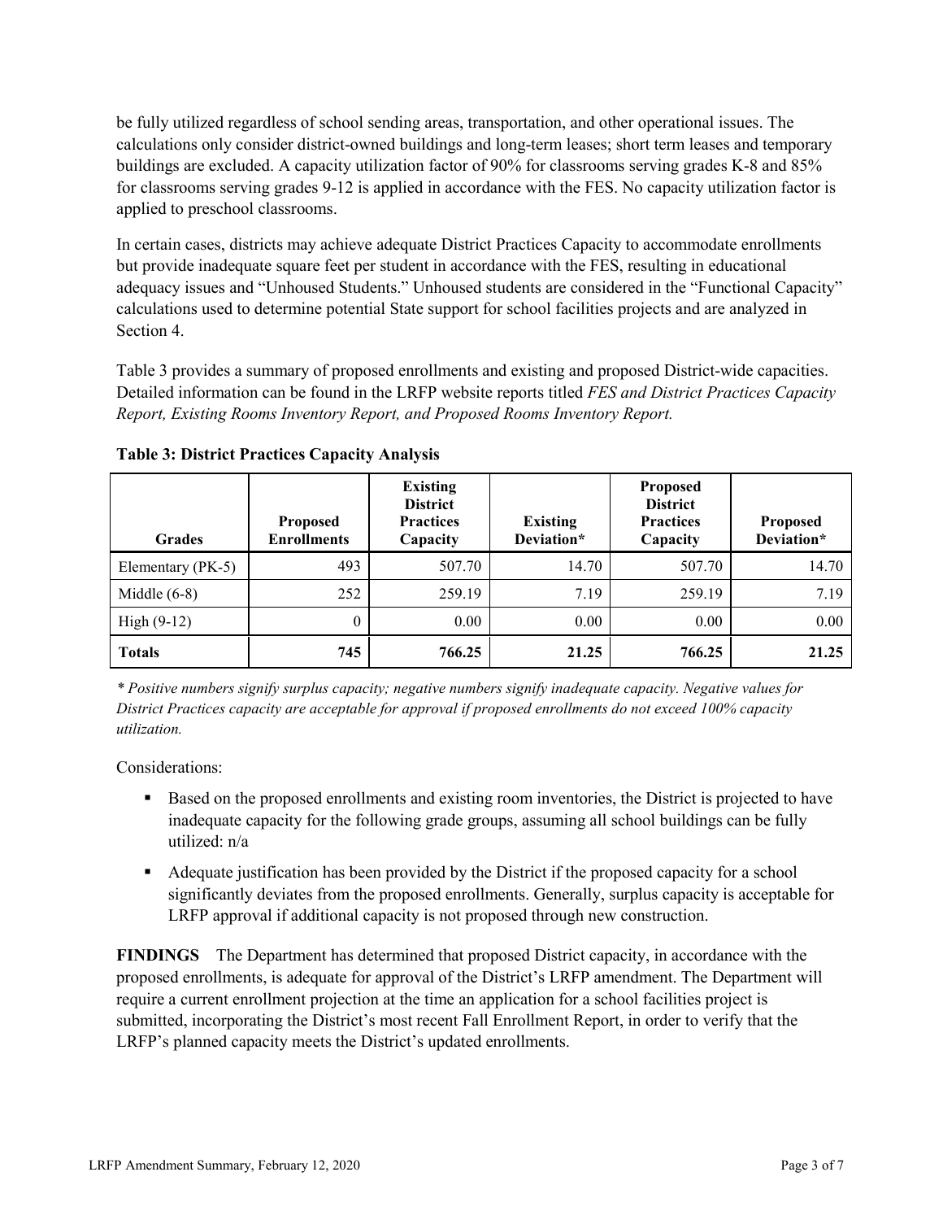be fully utilized regardless of school sending areas, transportation, and other operational issues. The calculations only consider district-owned buildings and long-term leases; short term leases and temporary buildings are excluded. A capacity utilization factor of 90% for classrooms serving grades K-8 and 85% for classrooms serving grades 9-12 is applied in accordance with the FES. No capacity utilization factor is applied to preschool classrooms.

In certain cases, districts may achieve adequate District Practices Capacity to accommodate enrollments but provide inadequate square feet per student in accordance with the FES, resulting in educational adequacy issues and "Unhoused Students." Unhoused students are considered in the "Functional Capacity" calculations used to determine potential State support for school facilities projects and are analyzed in Section 4.

Table 3 provides a summary of proposed enrollments and existing and proposed District-wide capacities. Detailed information can be found in the LRFP website reports titled *FES and District Practices Capacity Report, Existing Rooms Inventory Report, and Proposed Rooms Inventory Report.*

**Table 3: District Practices Capacity Analysis**

| Grades | Proposed Enrollments | Existing District Practices Capacity | Existing Deviation* | Proposed District Practices Capacity | Proposed Deviation* |
|---|---|---|---|---|---|
| Elementary (PK-5) | 493 | 507.70 | 14.70 | 507.70 | 14.70 |
| Middle (6-8) | 252 | 259.19 | 7.19 | 259.19 | 7.19 |
| High (9-12) | 0 | 0.00 | 0.00 | 0.00 | 0.00 |
| **Totals** | **745** | **766.25** | **21.25** | **766.25** | **21.25** |

*\* Positive numbers signify surplus capacity; negative numbers signify inadequate capacity. Negative values for District Practices capacity are acceptable for approval if proposed enrollments do not exceed 100% capacity utilization.*

Considerations:

- Based on the proposed enrollments and existing room inventories, the District is projected to have inadequate capacity for the following grade groups, assuming all school buildings can be fully utilized: n/a
- Adequate justification has been provided by the District if the proposed capacity for a school significantly deviates from the proposed enrollments. Generally, surplus capacity is acceptable for LRFP approval if additional capacity is not proposed through new construction.

**FINDINGS** The Department has determined that proposed District capacity, in accordance with the proposed enrollments, is adequate for approval of the District's LRFP amendment. The Department will require a current enrollment projection at the time an application for a school facilities project is submitted, incorporating the District's most recent Fall Enrollment Report, in order to verify that the LRFP's planned capacity meets the District's updated enrollments.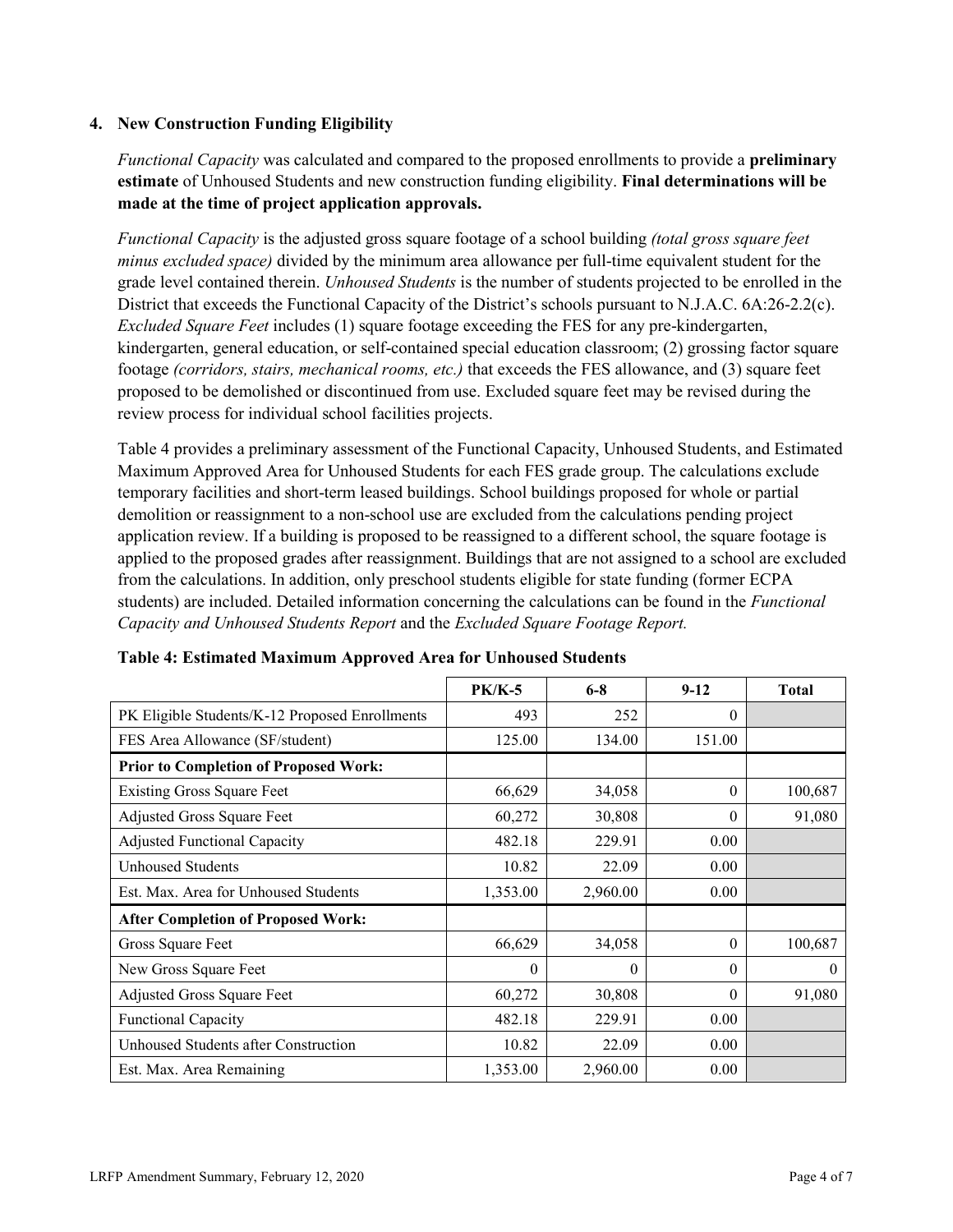### 4. New Construction Funding Eligibility

*Functional Capacity* was calculated and compared to the proposed enrollments to provide a **preliminary estimate** of Unhoused Students and new construction funding eligibility. **Final determinations will be made at the time of project application approvals.**

*Functional Capacity* is the adjusted gross square footage of a school building *(total gross square feet minus excluded space)* divided by the minimum area allowance per full-time equivalent student for the grade level contained therein. *Unhoused Students* is the number of students projected to be enrolled in the District that exceeds the Functional Capacity of the District's schools pursuant to N.J.A.C. 6A:26-2.2(c). *Excluded Square Feet* includes (1) square footage exceeding the FES for any pre-kindergarten, kindergarten, general education, or self-contained special education classroom; (2) grossing factor square footage *(corridors, stairs, mechanical rooms, etc.)* that exceeds the FES allowance, and (3) square feet proposed to be demolished or discontinued from use. Excluded square feet may be revised during the review process for individual school facilities projects.

Table 4 provides a preliminary assessment of the Functional Capacity, Unhoused Students, and Estimated Maximum Approved Area for Unhoused Students for each FES grade group. The calculations exclude temporary facilities and short-term leased buildings. School buildings proposed for whole or partial demolition or reassignment to a non-school use are excluded from the calculations pending project application review. If a building is proposed to be reassigned to a different school, the square footage is applied to the proposed grades after reassignment. Buildings that are not assigned to a school are excluded from the calculations. In addition, only preschool students eligible for state funding (former ECPA students) are included. Detailed information concerning the calculations can be found in the *Functional Capacity and Unhoused Students Report* and the *Excluded Square Footage Report.*

**Table 4: Estimated Maximum Approved Area for Unhoused Students**

| | PK/K-5 | 6-8 | 9-12 | Total |
|---|---|---|---|---|
| PK Eligible Students/K-12 Proposed Enrollments | 493 | 252 | 0 | |
| FES Area Allowance (SF/student) | 125.00 | 134.00 | 151.00 | |
| **Prior to Completion of Proposed Work:** | | | | |
| Existing Gross Square Feet | 66,629 | 34,058 | 0 | 100,687 |
| Adjusted Gross Square Feet | 60,272 | 30,808 | 0 | 91,080 |
| Adjusted Functional Capacity | 482.18 | 229.91 | 0.00 | |
| Unhoused Students | 10.82 | 22.09 | 0.00 | |
| Est. Max. Area for Unhoused Students | 1,353.00 | 2,960.00 | 0.00 | |
| **After Completion of Proposed Work:** | | | | |
| Gross Square Feet | 66,629 | 34,058 | 0 | 100,687 |
| New Gross Square Feet | 0 | 0 | 0 | 0 |
| Adjusted Gross Square Feet | 60,272 | 30,808 | 0 | 91,080 |
| Functional Capacity | 482.18 | 229.91 | 0.00 | |
| Unhoused Students after Construction | 10.82 | 22.09 | 0.00 | |
| Est. Max. Area Remaining | 1,353.00 | 2,960.00 | 0.00 | |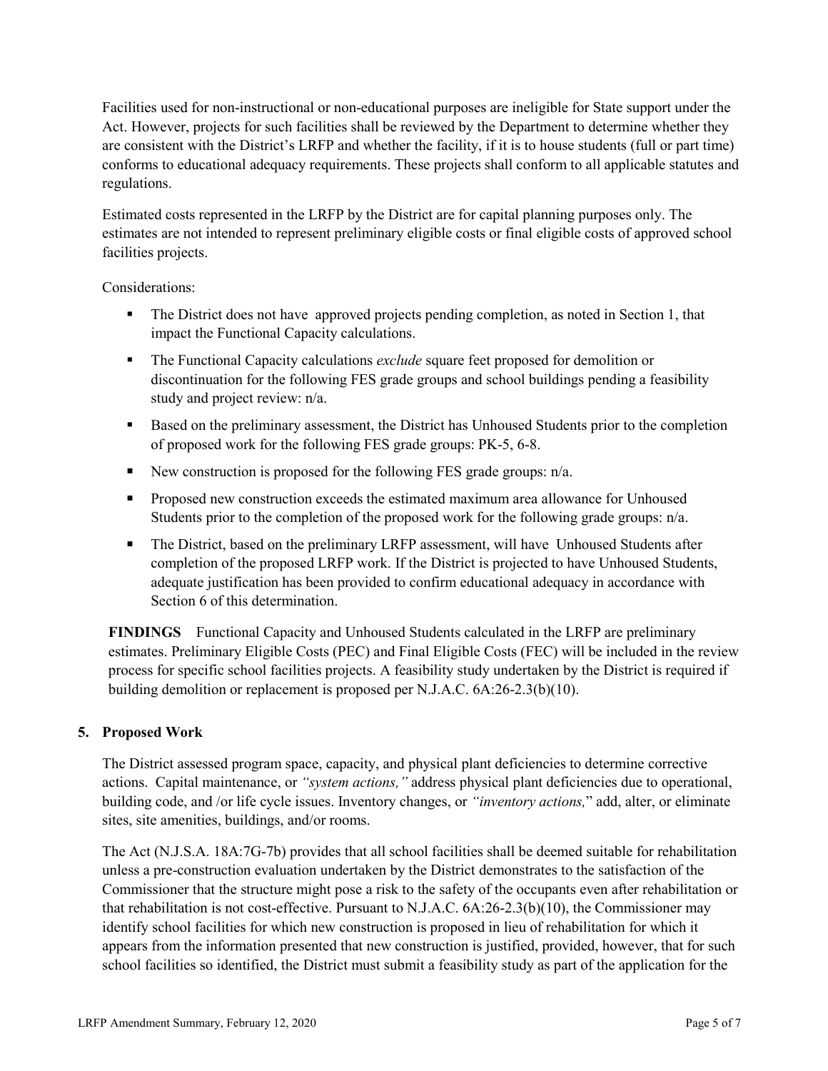Facilities used for non-instructional or non-educational purposes are ineligible for State support under the Act. However, projects for such facilities shall be reviewed by the Department to determine whether they are consistent with the District's LRFP and whether the facility, if it is to house students (full or part time) conforms to educational adequacy requirements. These projects shall conform to all applicable statutes and regulations.

Estimated costs represented in the LRFP by the District are for capital planning purposes only. The estimates are not intended to represent preliminary eligible costs or final eligible costs of approved school facilities projects.

Considerations:

- The District does not have approved projects pending completion, as noted in Section 1, that impact the Functional Capacity calculations.
- The Functional Capacity calculations *exclude* square feet proposed for demolition or discontinuation for the following FES grade groups and school buildings pending a feasibility study and project review: n/a.
- Based on the preliminary assessment, the District has Unhoused Students prior to the completion of proposed work for the following FES grade groups: PK-5, 6-8.
- New construction is proposed for the following FES grade groups: n/a.
- Proposed new construction exceeds the estimated maximum area allowance for Unhoused Students prior to the completion of the proposed work for the following grade groups: n/a.
- The District, based on the preliminary LRFP assessment, will have Unhoused Students after completion of the proposed LRFP work. If the District is projected to have Unhoused Students, adequate justification has been provided to confirm educational adequacy in accordance with Section 6 of this determination.

**FINDINGS** Functional Capacity and Unhoused Students calculated in the LRFP are preliminary estimates. Preliminary Eligible Costs (PEC) and Final Eligible Costs (FEC) will be included in the review process for specific school facilities projects. A feasibility study undertaken by the District is required if building demolition or replacement is proposed per N.J.A.C. 6A:26-2.3(b)(10).

## 5. Proposed Work

The District assessed program space, capacity, and physical plant deficiencies to determine corrective actions. Capital maintenance, or *"system actions,"* address physical plant deficiencies due to operational, building code, and /or life cycle issues. Inventory changes, or *"inventory actions,"* add, alter, or eliminate sites, site amenities, buildings, and/or rooms.

The Act (N.J.S.A. 18A:7G-7b) provides that all school facilities shall be deemed suitable for rehabilitation unless a pre-construction evaluation undertaken by the District demonstrates to the satisfaction of the Commissioner that the structure might pose a risk to the safety of the occupants even after rehabilitation or that rehabilitation is not cost-effective. Pursuant to N.J.A.C. 6A:26-2.3(b)(10), the Commissioner may identify school facilities for which new construction is proposed in lieu of rehabilitation for which it appears from the information presented that new construction is justified, provided, however, that for such school facilities so identified, the District must submit a feasibility study as part of the application for the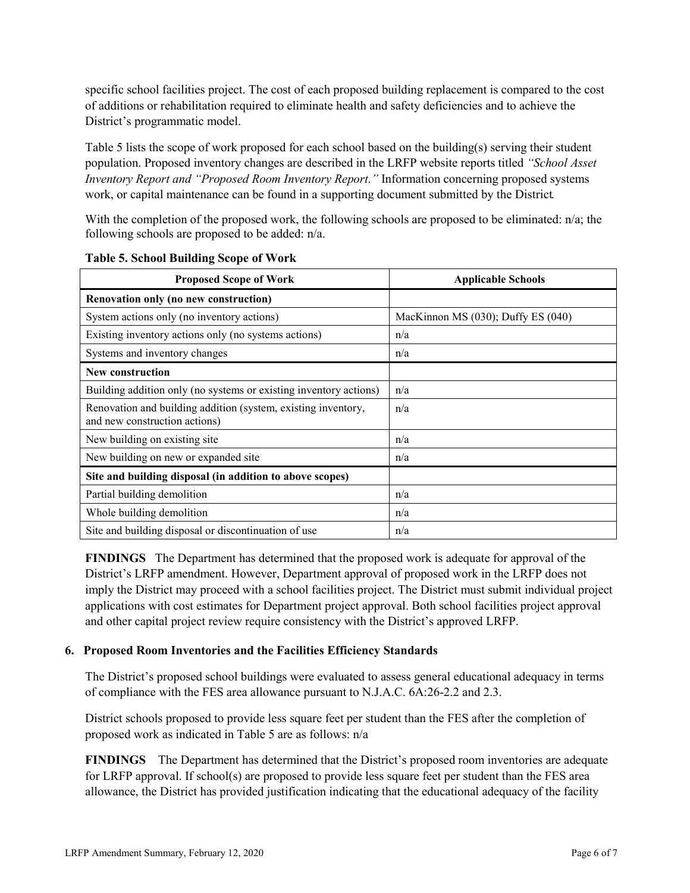specific school facilities project. The cost of each proposed building replacement is compared to the cost of additions or rehabilitation required to eliminate health and safety deficiencies and to achieve the District's programmatic model.

Table 5 lists the scope of work proposed for each school based on the building(s) serving their student population. Proposed inventory changes are described in the LRFP website reports titled *"School Asset Inventory Report and "Proposed Room Inventory Report."* Information concerning proposed systems work, or capital maintenance can be found in a supporting document submitted by the District.

With the completion of the proposed work, the following schools are proposed to be eliminated: n/a; the following schools are proposed to be added: n/a.

**Table 5. School Building Scope of Work**

| Proposed Scope of Work | Applicable Schools |
|---|---|
| **Renovation only (no new construction)** | |
| System actions only (no inventory actions) | MacKinnon MS (030); Duffy ES (040) |
| Existing inventory actions only (no systems actions) | n/a |
| Systems and inventory changes | n/a |
| **New construction** | |
| Building addition only (no systems or existing inventory actions) | n/a |
| Renovation and building addition (system, existing inventory, and new construction actions) | n/a |
| New building on existing site | n/a |
| New building on new or expanded site | n/a |
| **Site and building disposal (in addition to above scopes)** | |
| Partial building demolition | n/a |
| Whole building demolition | n/a |
| Site and building disposal or discontinuation of use | n/a |

**FINDINGS** The Department has determined that the proposed work is adequate for approval of the District's LRFP amendment. However, Department approval of proposed work in the LRFP does not imply the District may proceed with a school facilities project. The District must submit individual project applications with cost estimates for Department project approval. Both school facilities project approval and other capital project review require consistency with the District's approved LRFP.

### 6. Proposed Room Inventories and the Facilities Efficiency Standards

The District's proposed school buildings were evaluated to assess general educational adequacy in terms of compliance with the FES area allowance pursuant to N.J.A.C. 6A:26-2.2 and 2.3.

District schools proposed to provide less square feet per student than the FES after the completion of proposed work as indicated in Table 5 are as follows: n/a

**FINDINGS** The Department has determined that the District's proposed room inventories are adequate for LRFP approval. If school(s) are proposed to provide less square feet per student than the FES area allowance, the District has provided justification indicating that the educational adequacy of the facility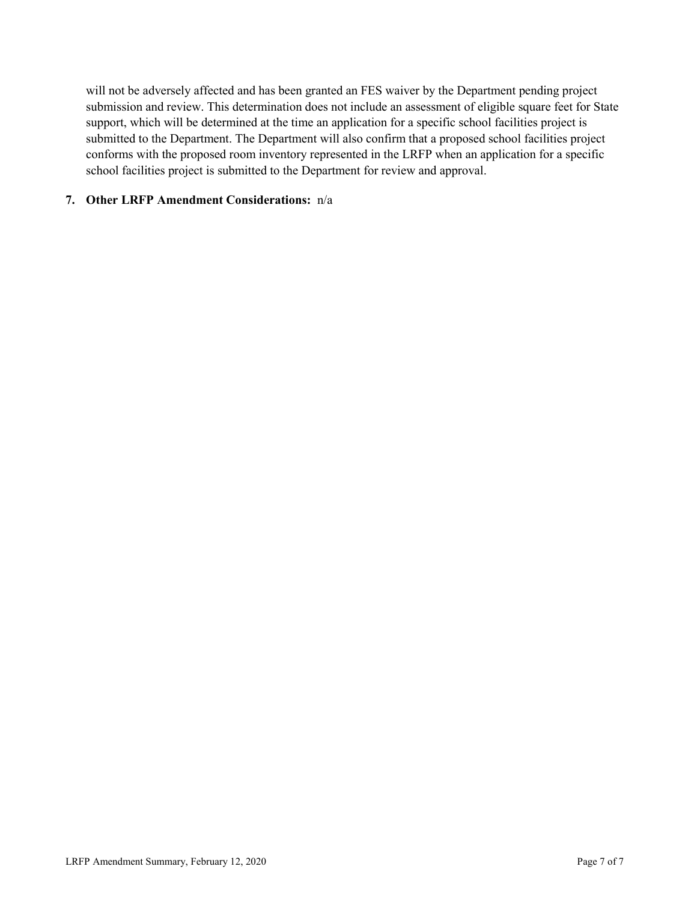will not be adversely affected and has been granted an FES waiver by the Department pending project submission and review. This determination does not include an assessment of eligible square feet for State support, which will be determined at the time an application for a specific school facilities project is submitted to the Department. The Department will also confirm that a proposed school facilities project conforms with the proposed room inventory represented in the LRFP when an application for a specific school facilities project is submitted to the Department for review and approval.

**7. Other LRFP Amendment Considerations:** n/a